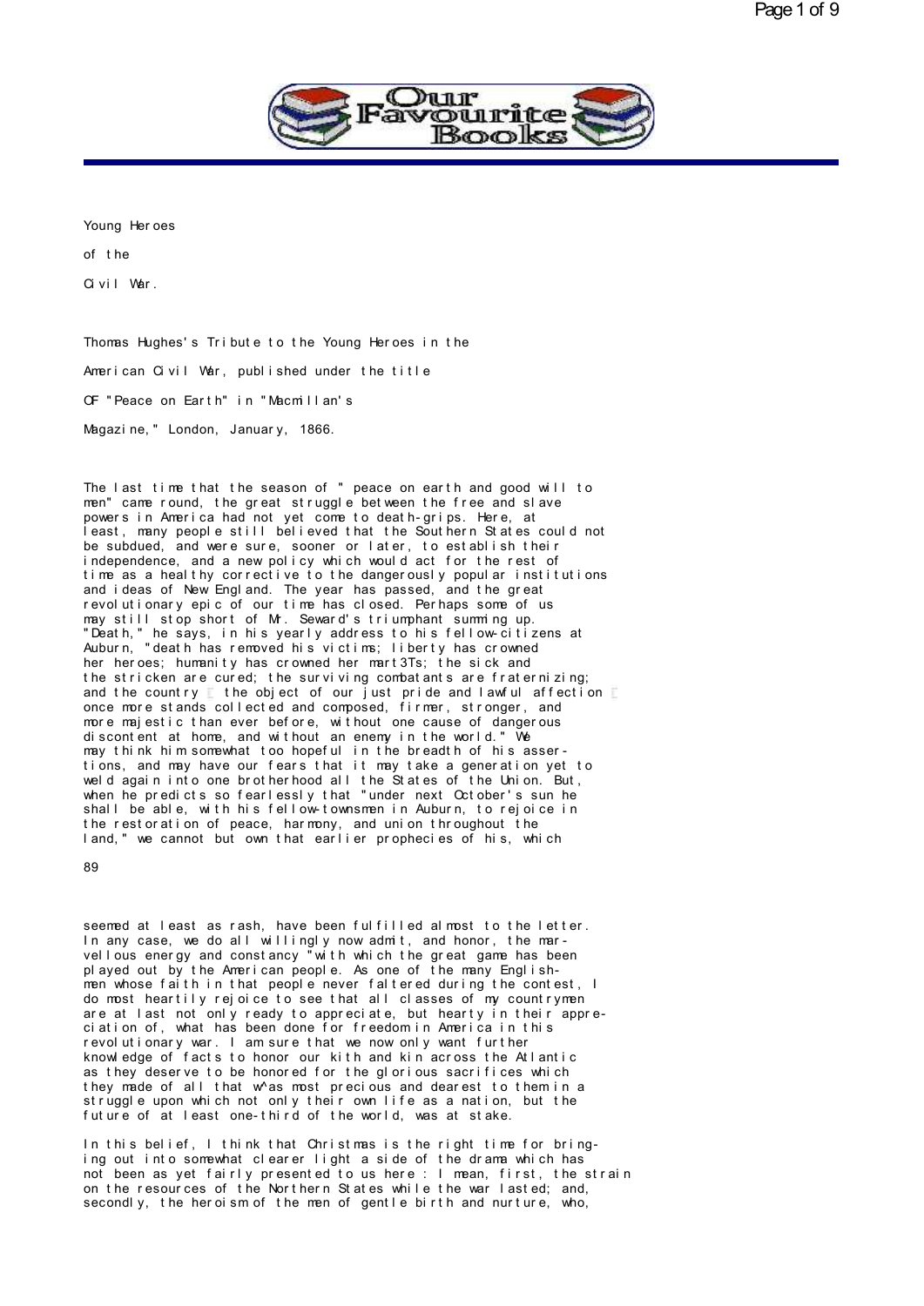# Young Heroes of the Civil War.

Thomas Hughes's Tribute to the Young Heroes in the American Civil War, published under the title OF "Peace on Earth" in "Macmillan's Magazine," London, January, 1866.

The last time that the season of " peace on earth and good will to men" came round, the great struggle between the free and slave powers in America had not yet come to death-grips. Here, at least, many people still believed that the Southern States could not be subdued, and were sure, sooner or later, to establish their independence, and a new policy which would act for the rest of time as a healthy corrective to the dangerously popular institutions and ideas of New England. The year has passed, and the great revolutionary epic of our time has closed. Perhaps some of us may still stop short of Mr. Seward's triumphant summing up. "Death," he says, in his yearly address to his fellow-citizens at Auburn, "death has removed his victims; liberty has crowned her heroes; humanity has crowned her mart3Ts; the sick and the stricken are cured; the surviving combatants are fraternizing; and the country — the object of our just pride and lawful affection — once more stands collected and composed, firmer, stronger, and more majestic than ever before, without one cause of dangerous discontent at home, and without an enemy in the world." We may think him somewhat too hopeful in the breadth of his assertions, and may have our fears that it may take a generation yet to weld again into one brotherhood all the States of the Union. But, when he predicts so fearlessly that "under next October's sun he shall be able, with his fellow-townsmen in Auburn, to rejoice in the restoration of peace, harmony, and union throughout the land," we cannot but own that earlier prophecies of his, which seemed at least as rash, have been fulfilled almost to the letter. In any case, we do all willingly now admit, and honor, the marvellous energy and constancy "with which the great game has been played out by the American people. As one of the many Englishmen whose faith in that people never faltered during the contest, I do most heartily rejoice to see that all classes of my countrymen are at last not only ready to appreciate, but hearty in their appreciation of, what has been done for freedom in America in this revolutionary war. I am sure that we now only want further knowledge of facts to honor our kith and kin across the Atlantic as they deserve to be honored for the glorious sacrifices which they made of all that w^as most precious and dearest to them in a struggle upon which not only their own life as a nation, but the future of at least one-third of the world, was at stake.

In this belief, I think that Christmas is the right time for bringing out into somewhat clearer light a side of the drama which has not been as yet fairly presented to us here : I mean, first, the strain on the resources of the Northern States while the war lasted; and, secondly, the heroism of the men of gentle birth and nurture, who,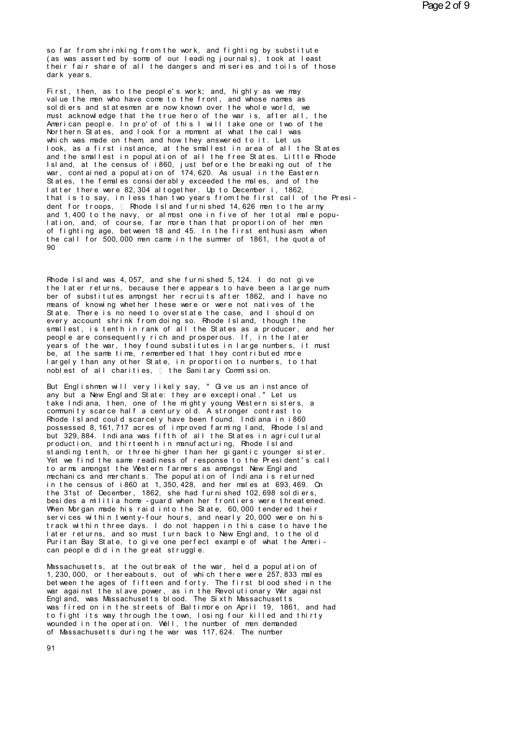so far from shrinking from the work, and fighting by substitute (as was asserted by some of our leading journals), took at least their fair share of all the dangers and miseries and toils of those dark years.

First, then, as to the people's work; and, highly as we may value the men who have come to the front, and whose names as soldiers and statesmen are now known over the whole world, we must acknowledge that the true hero of the war is, after all, the American people. In pro'of of this I will take one or two of the Northern States, and look for a moment at what the call was which was made on them, and how they answered to it. Let us look, as a first instance, at the smallest in area of all the States and the smallest in population of all the free States. Little Rhode Island, at the census of i860, just before the breaking out of the war, contained a population of 174,620. As usual in the Eastern States, the females considerably exceeded the males, and of the latter there were 82,304 altogether. Up to December i, 1862, — that is to say, in less than two years from the first call of the President for troops, — Rhode Island furnished 14,626 men to the army and 1,400 to the navy, or almost one in five of her total male population, and, of course, far more than that proportion of her men of fighting age, between 18 and 45. In the first enthusiasm, when the call for 500,000 men came in the summer of 1861, the quota of Rhode Island was 4,057, and she furnished 5,124. I do not give the later returns, because there appears to have been a large number of substitutes amongst her recruits after 1862, and I have no means of knowing whether these were or were not natives of the State. There is no need to overstate the case, and I should on every account shrink from doing so. Rhode Island, though the smallest, is tenth in rank of all the States as a producer, and her people are consequently rich and prosperous. If, in the later years of the war, they found substitutes in large numbers, it must be, at the same time, remembered that they contributed more largely than any other State, in proportion to numbers, to that noblest of all charities, — the Sanitary Commission.

But Englishmen will very likely say, "Give us an instance of any but a New England State: they are exceptional." Let us take Indiana, then, one of the mighty young Western sisters, a community scarce half a century old. A stronger contrast to Rhode Island could scarcely have been found. Indiana in i860 possessed 8,161,717 acres of improved farming land, Rhode Island but 329,884. Indiana was fifth of all the States in agricultural production, and thirteenth in manufacturing, Rhode Island standing tenth, or three higher than her gigantic younger sister. Yet we find the same readiness of response to the President's call to arms amongst the Western farmers as amongst New England mechanics and merchants. The population of Indiana is returned in the census of i860 at 1,350,428, and her males at 693,469. On the 31st of December, 1862, she had furnished 102,698 soldiers, besides a militia home-guard when her frontiers were threatened. When Morgan made his raid into the State, 60,000 tendered their services within twenty-four hours, and nearly 20,000 were on his track within three days. I do not happen in this case to have the later returns, and so must turn back to New England, to the old Puritan Bay State, to give one perfect example of what the American people did in the great struggle.

Massachusetts, at the outbreak of the war, held a population of 1,230,000, or thereabouts, out of which there were 257,833 males between the ages of fifteen and forty. The first blood shed in the war against the slave power, as in the Revolutionary War against England, was Massachusetts blood. The Sixth Massachusetts was fired on in the streets of Baltimore on April 19, 1861, and had to fight its way through the town, losing four killed and thirty wounded in the operation. Well, the number of men demanded of Massachusetts during the war was 117,624. The number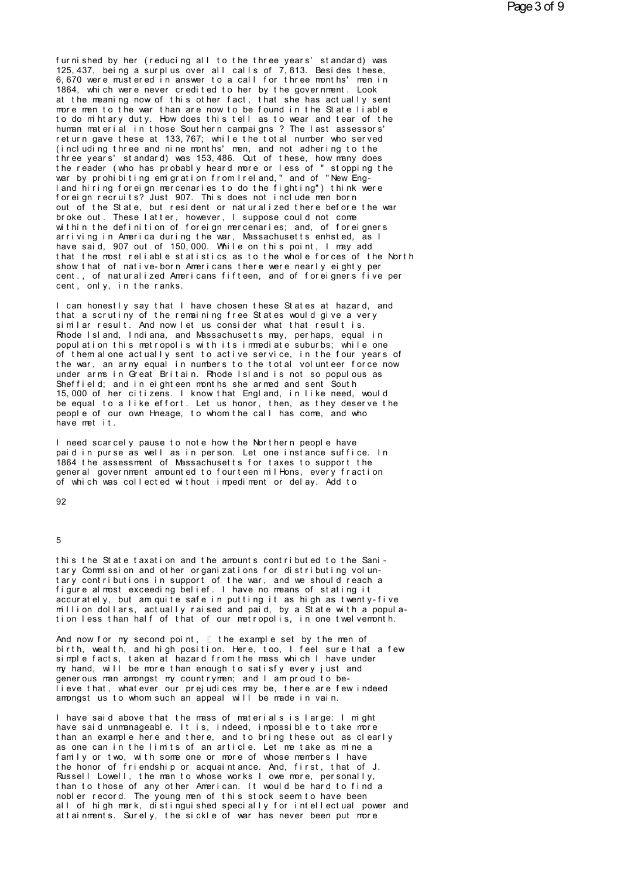furnished by her (reducing all to the three years' standard) was 125,437, being a surplus over all calls of 7,813. Besides these, 6,670 were mustered in answer to a call for three months' men in 1864, which were never credited to her by the government. Look at the meaning now of this other fact, that she has actually sent more men to the war than are now to be found in the State liable to do mihtary duty. How does this tell as to wear and tear of the human material in those Southern campaigns ? The last assessors' return gave these at 133,767; while the total number who served (including three and nine months' men, and not adhering to the three years' standard) was 153,486. Out of these, how many does the reader (who has probably heard more or less of " stopping the war by prohibiting emigration from Ireland," and of "New England hiring foreign mercenaries to do the fighting") think were foreign recruits? Just 907. This does not include men born out of the State, but resident or naturalized there before the war broke out. These latter, however, I suppose could not come within the definition of foreign mercenaries; and, of foreigners arriving in America during the war, Massachusetts enhsted, as I have said, 907 out of 150,000. While on this point, I may add that the most reliable statistics as to the whole forces of the North show that of native-born Americans there were nearly eighty per cent., of naturalized Americans fifteen, and of foreigners five per cent, only, in the ranks.

I can honestly say that I have chosen these States at hazard, and that a scrutiny of the remaining free States would give a very similar result. And now let us consider what that result is. Rhode Island, Indiana, and Massachusetts may, perhaps, equal in population this metropolis with its immediate suburbs; while one of them alone actually sent to active service, in the four years of the war, an army equal in numbers to the total volunteer force now under arms in Great Britain. Rhode Island is not so populous as Sheffield; and in eighteen months she armed and sent South 15,000 of her citizens. I know that England, in like need, would be equal to a like effort. Let us honor, then, as they deserve the people of our own Hneage, to whom the call has come, and who have met it.

I need scarcely pause to note how the Northern people have paid in purse as well as in person. Let one instance suffice. In 1864 the assessment of Massachusetts for taxes to support the general government amounted to fourteen milHons, every fraction of which was collected without impediment or delay. Add to this the State taxation and the amounts contributed to the Sanitary Commission and other organizations for distributing voluntary contributions in support of the war, and we should reach a figure almost exceeding belief. I have no means of stating it accurately, but am quite safe in putting it as high as twenty-five million dollars, actually raised and paid, by a State with a population less than half of that of our metropolis, in one twelvemonth.

And now for my second point, — the example set by the men of birth, wealth, and high position. Here, too, I feel sure that a few simple facts, taken at hazard from the mass which I have under my hand, will be more than enough to satisfy every just and generous man amongst my countrymen; and I am proud to believe that, whatever our prejudices may be, there are few indeed amongst us to whom such an appeal will be made in vain.

I have said above that the mass of materials is large: I might have said unmanageable. It is, indeed, impossible to take more than an example here and there, and to bring these out as clearly as one can in the limits of an article. Let me take as mine a family or two, with some one or more of whose members I have the honor of friendship or acquaintance. And, first, that of J. Russell Lowell, the man to whose works I owe more, personally, than to those of any other American. It would be hard to find a nobler record. The young men of this stock seem to have been all of high mark, distinguished specially for intellectual power and attainments. Surely, the sickle of war has never been put more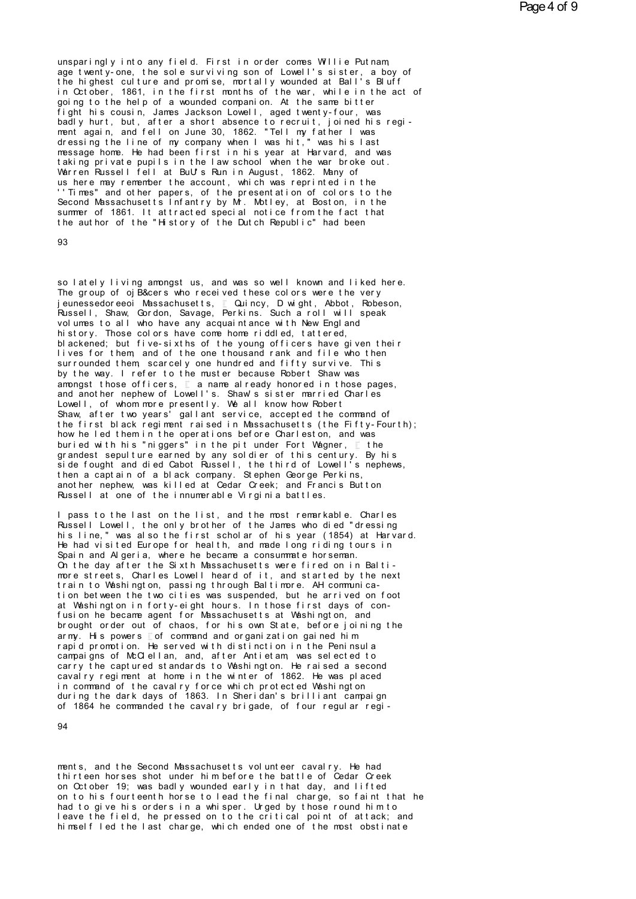unsparingly into any field. First in order comes Willie Putnam, age twenty-one, the sole surviving son of Lowell's sister, a boy of the highest culture and promise, mortally wounded at Ball's Bluff in October, 1861, in the first months of the war, while in the act of going to the help of a wounded companion. At the same bitter fight his cousin, James Jackson Lowell, aged twenty-four, was badly hurt, but, after a short absence to recruit, joined his regiment again, and fell on June 30, 1862. "Tell my father I was dressing the line of my company when I was hit," was his last message home. He had been first in his year at Harvard, and was taking private pupils in the law school when the war broke out. Warren Russell fell at BuU's Run in August, 1862. Many of us here may remember the account, which was reprinted in the ''Times" and other papers, of the presentation of colors to the Second Massachusetts Infantry by Mr. Motley, at Boston, in the summer of 1861. It attracted special notice from the fact that the author of the "History of the Dutch Republic" had been so lately living amongst us, and was so well known and liked here. The group of ojB&cers who received these colors were the very jeunessedoreeoi Massachusetts, Quincy, D wight, Abbot, Robeson, Russell, Shaw, Gordon, Savage, Perkins. Such a roll will speak volumes to all who have any acquaintance with New England history. Those colors have come home riddled, tattered, blackened; but five-sixths of the young officers have given their lives for them, and of the one thousand rank and file who then surrounded them, scarcely one hundred and fifty survive. This by the way. I refer to the muster because Robert Shaw was amongst those officers, a name already honored in those pages, and another nephew of Lowell's. Shaw's sister married Charles Lowell, of whom more presently. We all know how Robert Shaw, after two years' gallant service, accepted the command of the first black regiment raised in Massachusetts (the Fifty-Fourth); how he led them in the operations before Charleston, and was buried with his "niggers" in the pit under Fort Wagner, the grandest sepulture earned by any soldier of this century. By his side fought and died Cabot Russell, the third of Lowell's nephews, then a captain of a black company. Stephen George Perkins, another nephew, was killed at Cedar Creek; and Francis Button Russell at one of the innumerable Virginia battles.

I pass to the last on the list, and the most remarkable. Charles Russell Lowell, the only brother of the James who died "dressing his line," was also the first scholar of his year (1854) at Harvard. He had visited Europe for health, and made long riding tours in Spain and Algeria, where he became a consummate horseman. On the day after the Sixth Massachusetts were fired on in Baltimore streets, Charles Lowell heard of it, and started by the next train to Washington, passing through Baltimore. AH communication between the two cities was suspended, but he arrived on foot at Washington in forty-eight hours. In those first days of confusion he became agent for Massachusetts at Washington, and brought order out of chaos, for his own State, before joining the army. His powers of command and organization gained him rapid promotion. He served with distinction in the Peninsula campaigns of McClellan, and, after Antietam, was selected to carry the captured standards to Washington. He raised a second cavalry regiment at home in the winter of 1862. He was placed in command of the cavalry force which protected Washington during the dark days of 1863. In Sheridan's brilliant campaign of 1864 he commanded the cavalry brigade, of four regular regiments, and the Second Massachusetts volunteer cavalry. He had thirteen horses shot under him before the battle of Cedar Creek on October 19; was badly wounded early in that day, and lifted on to his fourteenth horse to lead the final charge, so faint that he had to give his orders in a whisper. Urged by those round him to leave the field, he pressed on to the critical point of attack; and himself led the last charge, which ended one of the most obstinate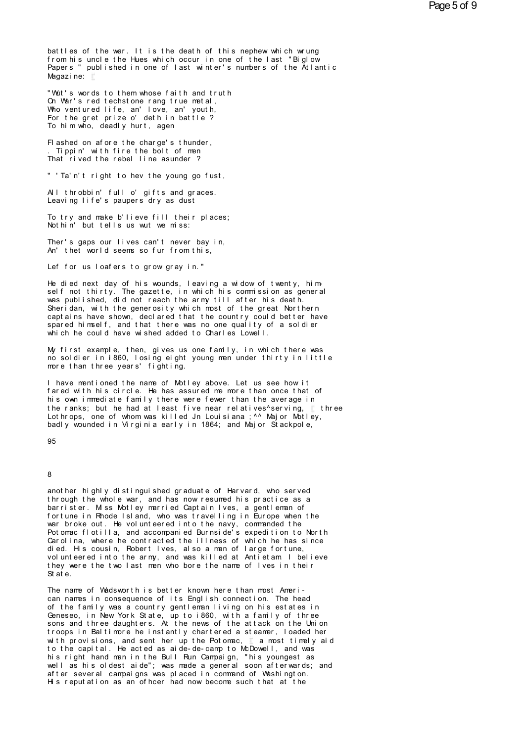battles of the war. It is the death of this nephew which wrung from his uncle the Hues which occur in one of the last "Biglow Papers " published in one of last winter's numbers of the Atlantic Magazine:

"Wut's words to them whose faith and truth
On War's red techstone rang true metal,
Who ventured life, an' love, an' youth,
For the gret prize o' deth in battle ?
To him who, deadly hurt, agen

Flashed on afore the charge's thunder,
. Tippin' with fire the bolt of men
That rived the rebel line asunder ?

" 'Ta'n't right to hev the young go fust,

All throbbin' full o' gifts and graces.
Leaving life's paupers dry as dust

To try and make b'lieve fill their places;
Nothin' but tells us wut we miss:

Ther's gaps our lives can't never bay in,
An' thet world seems so fur from this,

Lef for us loafers to grow gray in."

He died next day of his wounds, leaving a widow of twenty, himself not thirty. The gazette, in which his commission as general was published, did not reach the army till after his death. Sheridan, with the generosity which most of the great Northern captains have shown, declared that the country could better have spared himself, and that there was no one quality of a soldier which he could have wished added to Charles Lowell.

My first example, then, gives us one family, in which there was no soldier in i860, losing eight young men under thirty in little more than three years' fighting.

I have mentioned the name of Motley above. Let us see how it fared with his circle. He has assured me more than once that of his own immediate family there were fewer than the average in the ranks; but he had at least five near relatives^serving, three Lothrops, one of whom was killed Jn Louisiana ;^^ Major Motley, badly wounded in Virginia early in 1864; and Major Stackpole, another highly distinguished graduate of Harvard, who served through the whole war, and has now resumed his practice as a barrister. Miss Motley married Captain Ives, a gentleman of fortune in Rhode Island, who was travelling in Europe when the war broke out. He volunteered into the navy, commanded the Potomac flotilla, and accompanied Burnside's expedition to North Carolina, where he contracted the illness of which he has since died. His cousin, Robert Ives, also a man of large fortune, volunteered into the army, and was killed at Antietam. I believe they were the two last men who bore the name of Ives in their State.

The name of Wadsworth is better known here than most American names in consequence of its English connection. The head of the family was a country gentleman living on his estates in Geneseo, in New York State, up to i860, with a family of three sons and three daughters. At the news of the attack on the Union troops in Baltimore he instantly chartered a steamer, loaded her with provisions, and sent her up the Potomac, a most timely aid to the capital. He acted as aide-de-camp to McDowell, and was his right hand man in the Bull Run Campaign, "his youngest as well as his oldest aide"; was made a general soon afterwards; and after several campaigns was placed in command of Washington. His reputation as an ofhcer had now become such that at the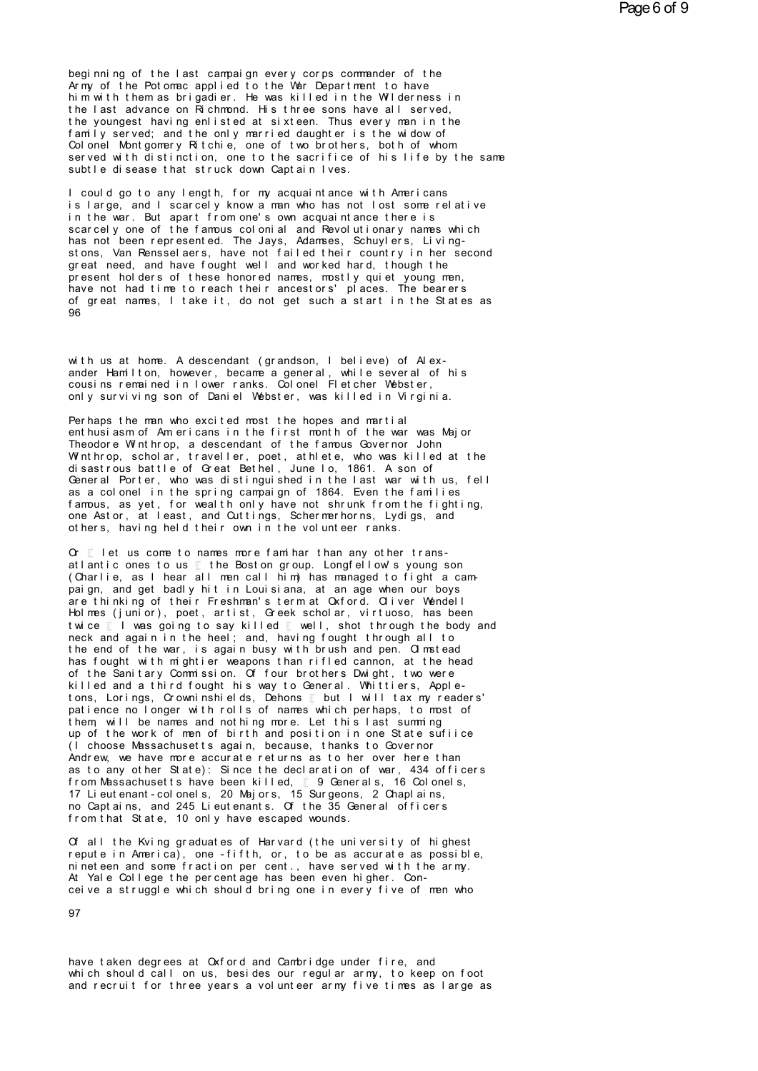beginning of the last campaign every corps commander of the Army of the Potomac applied to the War Department to have him with them as brigadier. He was killed in the Wilderness in the last advance on Richmond. His three sons have all served, the youngest having enlisted at sixteen. Thus every man in the family served; and the only married daughter is the widow of Colonel Montgomery Ritchie, one of two brothers, both of whom served with distinction, one to the sacrifice of his life by the same subtle disease that struck down Captain Ives.

I could go to any length, for my acquaintance with Americans is large, and I scarcely know a man who has not lost some relative in the war. But apart from one's own acquaintance there is scarcely one of the famous colonial and Revolutionary names which has not been represented. The Jays, Adamses, Schuylers, Livingstons, Van Rensselaers, have not failed their country in her second great need, and have fought well and worked hard, though the present holders of these honored names, mostly quiet young men, have not had time to reach their ancestors' places. The bearers of great names, I take it, do not get such a start in the States as with us at home. A descendant (grandson, I believe) of Alexander Hamilton, however, became a general, while several of his cousins remained in lower ranks. Colonel Fletcher Webster, only surviving son of Daniel Webster, was killed in Virginia.

Perhaps the man who excited most the hopes and martial enthusiasm of Americans in the first month of the war was Major Theodore Winthrop, a descendant of the famous Governor John Winthrop, scholar, traveller, poet, athlete, who was killed at the disastrous battle of Great Bethel, June lo, 1861. A son of General Porter, who was distinguished in the last war with us, fell as a colonel in the spring campaign of 1864. Even the families famous, as yet, for wealth only have not shrunk from the fighting, one Astor, at least, and Cuttings, Schermerhorns, Lydigs, and others, having held their own in the volunteer ranks.

Or — let us come to names more familiar than any other transatlantic ones to us — the Boston group. Longfellow's young son (Charlie, as I hear all men call him) has managed to fight a campaign, and get badly hit in Louisiana, at an age when our boys are thinking of their Freshman's term at Oxford. Oliver Wendell Holmes (junior), poet, artist, Greek scholar, virtuoso, has been twice — I was going to say killed — well, shot through the body and neck and again in the heel; and, having fought through all to the end of the war, is again busy with brush and pen. Olmstead has fought with mightier weapons than rifled cannon, at the head of the Sanitary Commission. Of four brothers Dwight, two were killed and a third fought his way to General. Whittiers, Appletons, Lorings, Crowninshields, Dehons — but I will tax my readers' patience no longer with rolls of names which perhaps, to most of them, will be names and nothing more. Let this last summing up of the work of men of birth and position in one State sufiice (I choose Massachusetts again, because, thanks to Governor Andrew, we have more accurate returns as to her over here than as to any other State): Since the declaration of war, 434 officers from Massachusetts have been killed, — 9 Generals, 16 Colonels, 17 Lieutenant-colonels, 20 Majors, 15 Surgeons, 2 Chaplains, no Captains, and 245 Lieutenants. Of the 35 General officers from that State, 10 only have escaped wounds.

Of all the Kving graduates of Harvard (the university of highest repute in America), one-fifth, or, to be as accurate as possible, nineteen and some fraction per cent., have served with the army. At Yale College the percentage has been even higher. Conceive a struggle which should bring one in every five of men who have taken degrees at Oxford and Cambridge under fire, and which should call on us, besides our regular army, to keep on foot and recruit for three years a volunteer army five times as large as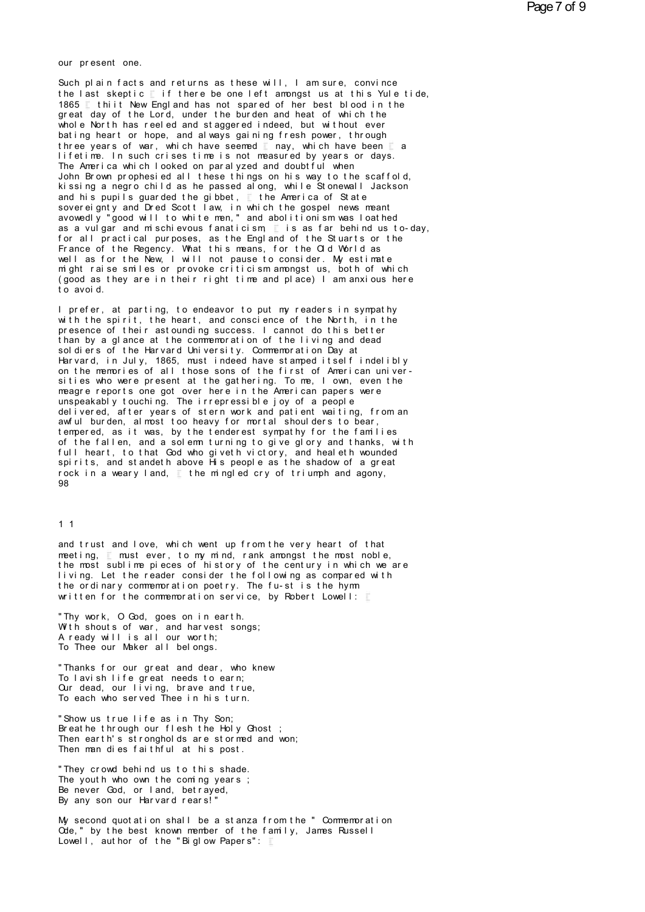our present one.

Such plain facts and returns as these will, I am sure, convince the last skeptic — if there be one left amongst us at this Yule tide, 1865 — thiit New England has not spared of her best blood in the great day of the Lord, under the burden and heat of which the whole North has reeled and staggered indeed, but without ever bating heart or hope, and always gaining fresh power, through three years of war, which have seemed — nay, which have been — a lifetime. In such crises time is not measured by years or days. The America which looked on paralyzed and doubtful when John Brown prophesied all these things on his way to the scaffold, kissing a negro child as he passed along, while Stonewall Jackson and his pupils guarded the gibbet, — the America of State sovereignty and Dred Scott law, in which the gospel news meant avowedly "good will to white men," and abolitionism was loathed as a vulgar and mischievous fanaticism, — is as far behind us to-day, for all practical purposes, as the England of the Stuarts or the France of the Regency. What this means, for the Old World as well as for the New, I will not pause to consider. My estimate might raise smiles or provoke criticism amongst us, both of which (good as they are in their right time and place) I am anxious here to avoid.

I prefer, at parting, to endeavor to put my readers in sympathy with the spirit, the heart, and conscience of the North, in the presence of their astounding success. I cannot do this better than by a glance at the commemoration of the living and dead soldiers of the Harvard University. Commemoration Day at Harvard, in July, 1865, must indeed have stamped itself indelibly on the memories of all those sons of the first of American universities who were present at the gathering. To me, I own, even the meagre reports one got over here in the American papers were unspeakably touching. The irrepressible joy of a people delivered, after years of stern work and patient waiting, from an awful burden, almost too heavy for mortal shoulders to bear, tempered, as it was, by the tenderest sympathy for the families of the fallen, and a solemn turning to give glory and thanks, with full heart, to that God who giveth victory, and healeth wounded spirits, and standeth above His people as the shadow of a great rock in a weary land, — the mingled cry of triumph and agony, and trust and love, which went up from the very heart of that meeting, — must ever, to my mind, rank amongst the most noble, the most sublime pieces of history of the century in which we are living. Let the reader consider the following as compared with the ordinary commemoration poetry. The fu-st is the hymn written for the commemoration service, by Robert Lowell: —

"Thy work, O God, goes on in earth.
With shouts of war, and harvest songs;
A ready will is all our worth;
To Thee our Maker all belongs.

"Thanks for our great and dear, who knew
To lavish life great needs to earn;
Our dead, our living, brave and true,
To each who served Thee in his turn.

"Show us true life as in Thy Son;
Breathe through our flesh the Holy Ghost ;
Then earth's strongholds are stormed and won;
Then man dies faithful at his post.

"They crowd behind us to this shade.
The youth who own the coming years ;
Be never God, or land, betrayed,
By any son our Harvard rears!"

My second quotation shall be a stanza from the " Commemoration Ode," by the best known member of the family, James Russell Lowell, author of the "Biglow Papers": —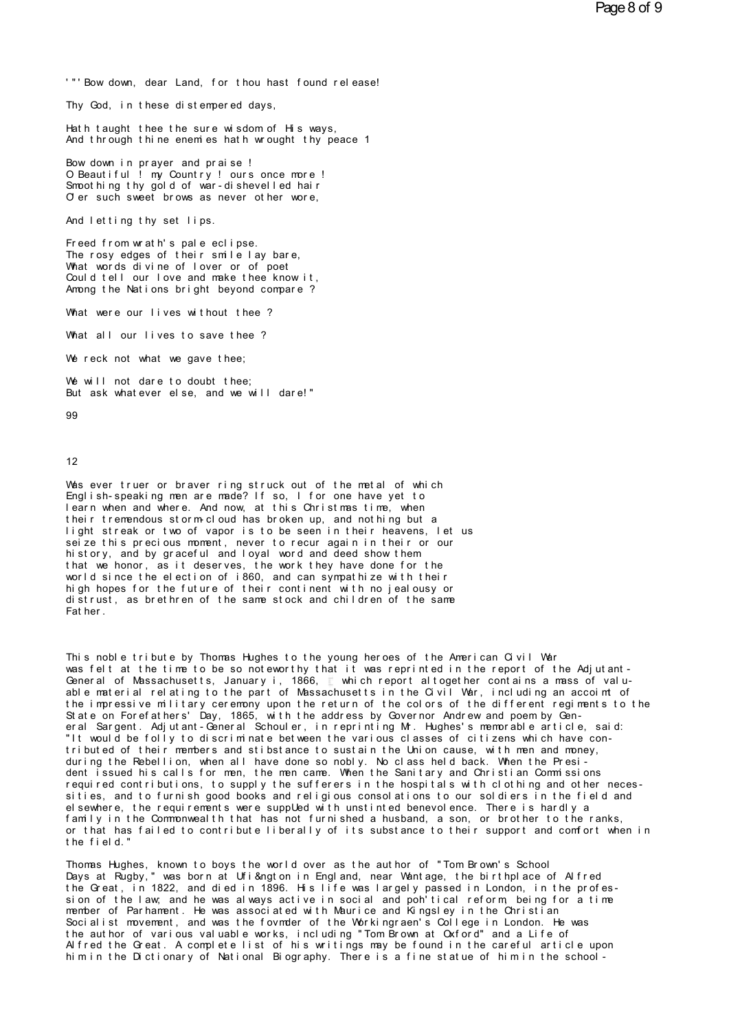'"'Bow down, dear Land, for thou hast found release!

Thy God, in these distempered days,

Hath taught thee the sure wisdom of His ways,
And through thine enemies hath wrought thy peace 1

Bow down in prayer and praise !
O Beautiful ! my Country ! ours once more !
Smoothing thy gold of war-dishevelled hair
O'er such sweet brows as never other wore,

And letting thy set lips.

Freed from wrath's pale eclipse.
The rosy edges of their smile lay bare,
What words divine of lover or of poet
Could tell our love and make thee know it,
Among the Nations bright beyond compare ?

What were our lives without thee ?

What all our lives to save thee ?

We reck not what we gave thee;

We will not dare to doubt thee;
But ask whatever else, and we will dare!"

99

12

Was ever truer or braver ring struck out of the metal of which English-speaking men are made? If so, I for one have yet to learn when and where. And now, at this Christmas time, when their tremendous storm-cloud has broken up, and nothing but a light streak or two of vapor is to be seen in their heavens, let us seize this precious moment, never to recur again in their or our history, and by graceful and loyal word and deed show them that we honor, as it deserves, the work they have done for the world since the election of i860, and can sympathize with their high hopes for the future of their continent with no jealousy or distrust, as brethren of the same stock and children of the same Father.

This noble tribute by Thomas Hughes to the young heroes of the American Civil War was felt at the time to be so noteworthy that it was reprinted in the report of the Adjutant-General of Massachusetts, January i, 1866, which report altogether contains a mass of valuable material relating to the part of Massachusetts in the Civil War, including an accoimt of the impressive military ceremony upon the return of the colors of the different regiments to the State on Forefathers' Day, 1865, with the address by Governor Andrew and poem by General Sargent. Adjutant-General Schouler, in reprinting Mr. Hughes's memorable article, said: "It would be folly to discriminate between the various classes of citizens which have contributed of their members and stibstance to sustain the Union cause, with men and money, during the Rebellion, when all have done so nobly. No class held back. When the President issued his calls for men, the men came. When the Sanitary and Christian Commissions required contributions, to supply the sufferers in the hospitals with clothing and other necessities, and to furnish good books and religious consolations to our soldiers in the field and elsewhere, the requirements were suppUed with unstinted benevolence. There is hardly a family in the Commonwealth that has not furnished a husband, a son, or brother to the ranks, or that has failed to contribute liberally of its substance to their support and comfort when in the field."

Thomas Hughes, known to boys the world over as the author of "Tom Brown's School Days at Rugby," was born at Ufi&ngton in England, near Wantage, the birthplace of Alfred the Great, in 1822, and died in 1896. His life was largely passed in London, in the profession of the law; and he was always active in social and poh'tical reform, being for a time member of Parhament. He was associated with Maurice and Kingsley in the Christian Socialist movement, and was the fovmder of the Workingraen's College in London. He was the author of various valuable works, including "Tom Brown at Oxford" and a Life of Alfred the Great. A complete list of his writings may be found in the careful article upon him in the Dictionary of National Biography. There is a fine statue of him in the school-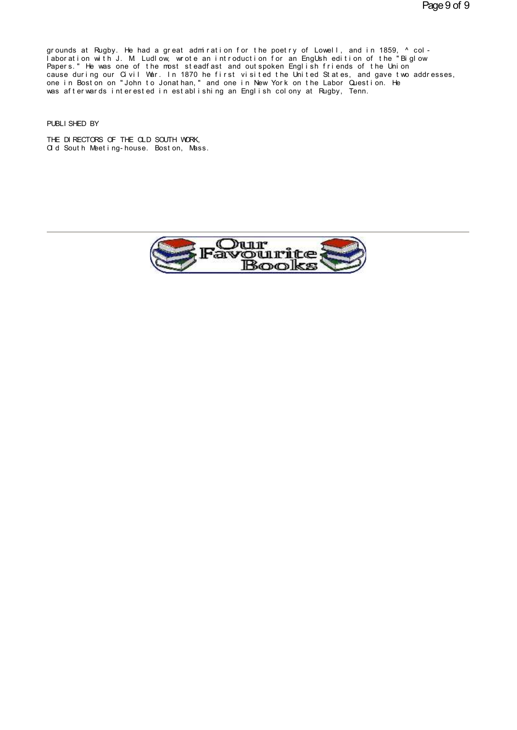grounds at Rugby. He had a great admiration for the poetry of Lowell, and in 1859, ^ collaboration with J. M. Ludlow, wrote an introduction for an EngUsh edition of the "Biglow Papers." He was one of the most steadfast and outspoken English friends of the Union cause during our Civil War. In 1870 he first visited the United States, and gave two addresses, one in Boston on "John to Jonathan," and one in New York on the Labor Question. He was afterwards interested in establishing an English colony at Rugby, Tenn.

PUBLISHED BY

THE DIRECTORS OF THE OLD SOUTH WORK,
Old South Meeting-house. Boston, Mass.